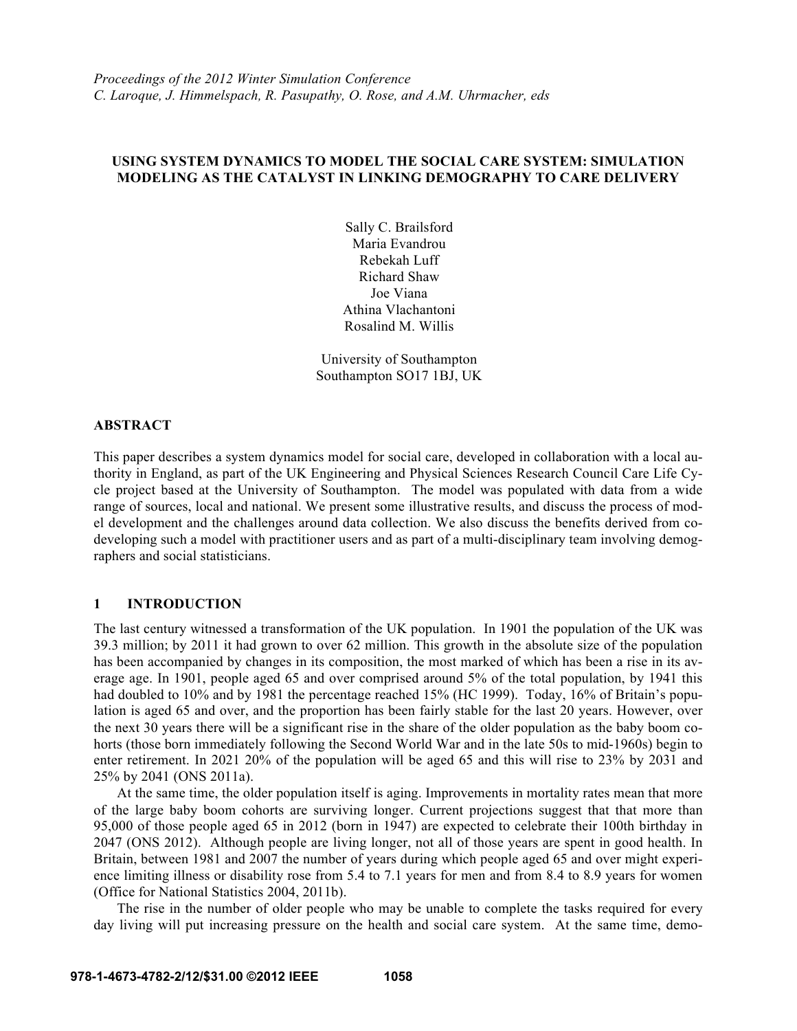*Proceedings of the 2012 Winter Simulation Conference*
*C. Laroque, J. Himmelspach, R. Pasupathy, O. Rose, and A.M. Uhrmacher, eds*

# USING SYSTEM DYNAMICS TO MODEL THE SOCIAL CARE SYSTEM: SIMULATION MODELING AS THE CATALYST IN LINKING DEMOGRAPHY TO CARE DELIVERY

Sally C. Brailsford
Maria Evandrou
Rebekah Luff
Richard Shaw
Joe Viana
Athina Vlachantoni
Rosalind M. Willis

University of Southampton
Southampton SO17 1BJ, UK

## ABSTRACT

This paper describes a system dynamics model for social care, developed in collaboration with a local authority in England, as part of the UK Engineering and Physical Sciences Research Council Care Life Cycle project based at the University of Southampton. The model was populated with data from a wide range of sources, local and national. We present some illustrative results, and discuss the process of model development and the challenges around data collection. We also discuss the benefits derived from co-developing such a model with practitioner users and as part of a multi-disciplinary team involving demographers and social statisticians.

## 1 INTRODUCTION

The last century witnessed a transformation of the UK population. In 1901 the population of the UK was 39.3 million; by 2011 it had grown to over 62 million. This growth in the absolute size of the population has been accompanied by changes in its composition, the most marked of which has been a rise in its average age. In 1901, people aged 65 and over comprised around 5% of the total population, by 1941 this had doubled to 10% and by 1981 the percentage reached 15% (HC 1999). Today, 16% of Britain's population is aged 65 and over, and the proportion has been fairly stable for the last 20 years. However, over the next 30 years there will be a significant rise in the share of the older population as the baby boom cohorts (those born immediately following the Second World War and in the late 50s to mid-1960s) begin to enter retirement. In 2021 20% of the population will be aged 65 and this will rise to 23% by 2031 and 25% by 2041 (ONS 2011a).

At the same time, the older population itself is aging. Improvements in mortality rates mean that more of the large baby boom cohorts are surviving longer. Current projections suggest that that more than 95,000 of those people aged 65 in 2012 (born in 1947) are expected to celebrate their 100th birthday in 2047 (ONS 2012). Although people are living longer, not all of those years are spent in good health. In Britain, between 1981 and 2007 the number of years during which people aged 65 and over might experience limiting illness or disability rose from 5.4 to 7.1 years for men and from 8.4 to 8.9 years for women (Office for National Statistics 2004, 2011b).

The rise in the number of older people who may be unable to complete the tasks required for every day living will put increasing pressure on the health and social care system. At the same time, demo-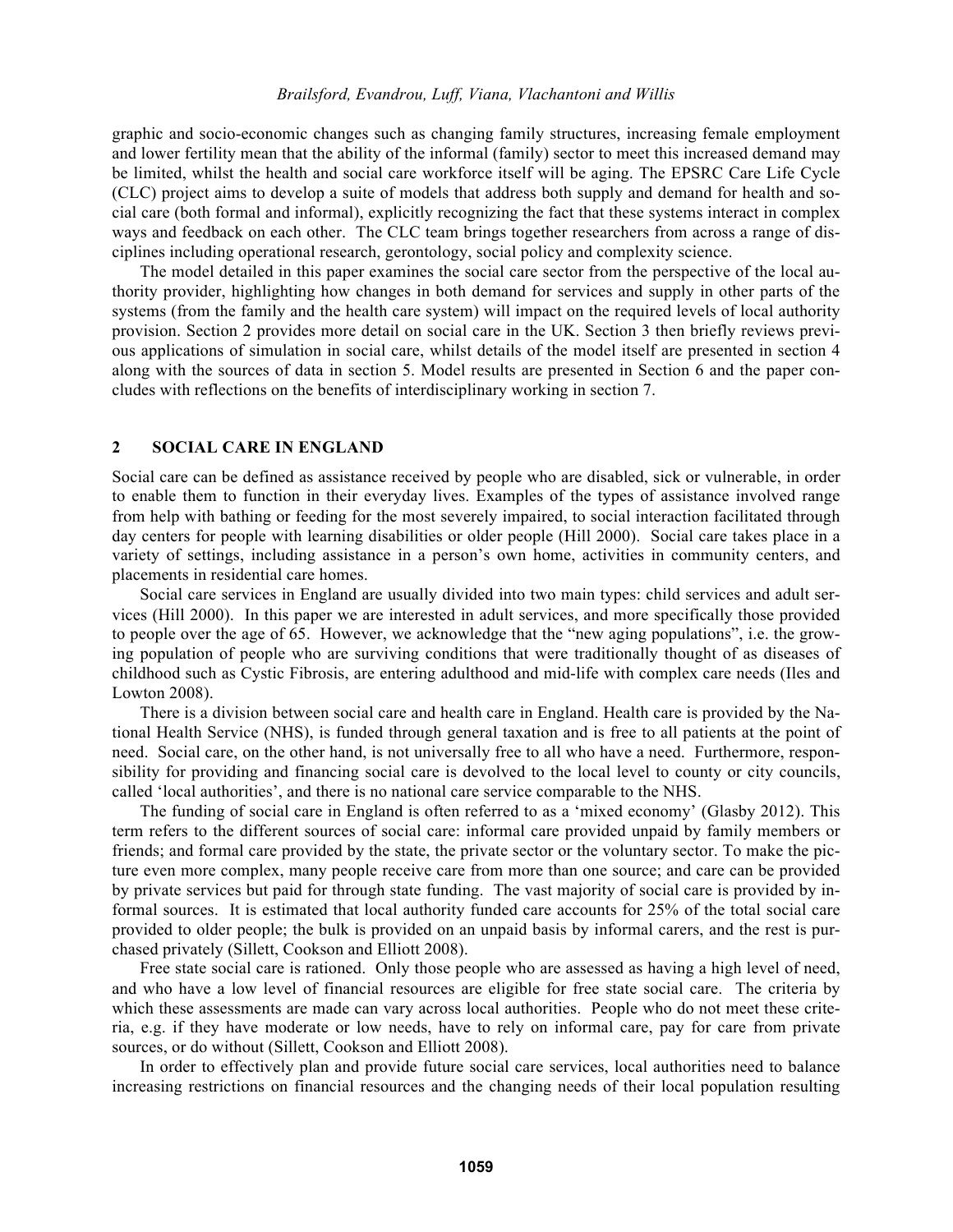graphic and socio-economic changes such as changing family structures, increasing female employment and lower fertility mean that the ability of the informal (family) sector to meet this increased demand may be limited, whilst the health and social care workforce itself will be aging. The EPSRC Care Life Cycle (CLC) project aims to develop a suite of models that address both supply and demand for health and social care (both formal and informal), explicitly recognizing the fact that these systems interact in complex ways and feedback on each other. The CLC team brings together researchers from across a range of disciplines including operational research, gerontology, social policy and complexity science.

The model detailed in this paper examines the social care sector from the perspective of the local authority provider, highlighting how changes in both demand for services and supply in other parts of the systems (from the family and the health care system) will impact on the required levels of local authority provision. Section 2 provides more detail on social care in the UK. Section 3 then briefly reviews previous applications of simulation in social care, whilst details of the model itself are presented in section 4 along with the sources of data in section 5. Model results are presented in Section 6 and the paper concludes with reflections on the benefits of interdisciplinary working in section 7.

## 2 SOCIAL CARE IN ENGLAND

Social care can be defined as assistance received by people who are disabled, sick or vulnerable, in order to enable them to function in their everyday lives. Examples of the types of assistance involved range from help with bathing or feeding for the most severely impaired, to social interaction facilitated through day centers for people with learning disabilities or older people (Hill 2000). Social care takes place in a variety of settings, including assistance in a person's own home, activities in community centers, and placements in residential care homes.

Social care services in England are usually divided into two main types: child services and adult services (Hill 2000). In this paper we are interested in adult services, and more specifically those provided to people over the age of 65. However, we acknowledge that the "new aging populations", i.e. the growing population of people who are surviving conditions that were traditionally thought of as diseases of childhood such as Cystic Fibrosis, are entering adulthood and mid-life with complex care needs (Iles and Lowton 2008).

There is a division between social care and health care in England. Health care is provided by the National Health Service (NHS), is funded through general taxation and is free to all patients at the point of need. Social care, on the other hand, is not universally free to all who have a need. Furthermore, responsibility for providing and financing social care is devolved to the local level to county or city councils, called 'local authorities', and there is no national care service comparable to the NHS.

The funding of social care in England is often referred to as a 'mixed economy' (Glasby 2012). This term refers to the different sources of social care: informal care provided unpaid by family members or friends; and formal care provided by the state, the private sector or the voluntary sector. To make the picture even more complex, many people receive care from more than one source; and care can be provided by private services but paid for through state funding. The vast majority of social care is provided by informal sources. It is estimated that local authority funded care accounts for 25% of the total social care provided to older people; the bulk is provided on an unpaid basis by informal carers, and the rest is purchased privately (Sillett, Cookson and Elliott 2008).

Free state social care is rationed. Only those people who are assessed as having a high level of need, and who have a low level of financial resources are eligible for free state social care. The criteria by which these assessments are made can vary across local authorities. People who do not meet these criteria, e.g. if they have moderate or low needs, have to rely on informal care, pay for care from private sources, or do without (Sillett, Cookson and Elliott 2008).

In order to effectively plan and provide future social care services, local authorities need to balance increasing restrictions on financial resources and the changing needs of their local population resulting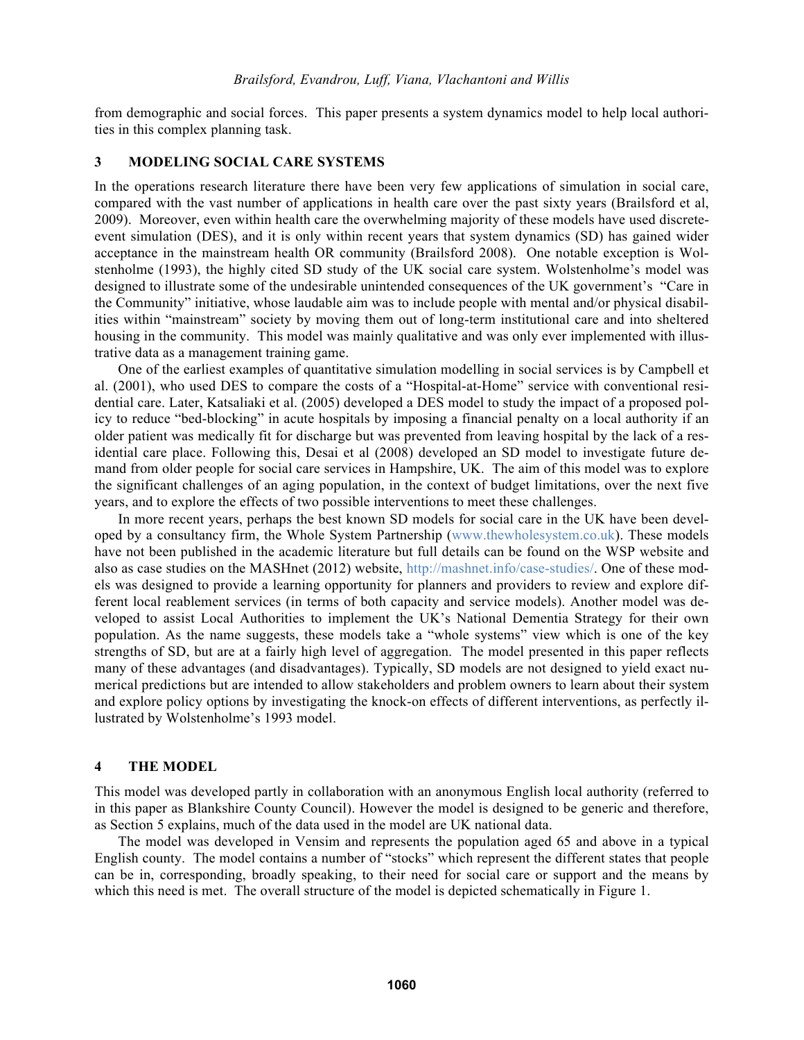from demographic and social forces. This paper presents a system dynamics model to help local authorities in this complex planning task.

## 3 MODELING SOCIAL CARE SYSTEMS

In the operations research literature there have been very few applications of simulation in social care, compared with the vast number of applications in health care over the past sixty years (Brailsford et al, 2009). Moreover, even within health care the overwhelming majority of these models have used discrete-event simulation (DES), and it is only within recent years that system dynamics (SD) has gained wider acceptance in the mainstream health OR community (Brailsford 2008). One notable exception is Wolstenholme (1993), the highly cited SD study of the UK social care system. Wolstenholme's model was designed to illustrate some of the undesirable unintended consequences of the UK government's "Care in the Community" initiative, whose laudable aim was to include people with mental and/or physical disabilities within "mainstream" society by moving them out of long-term institutional care and into sheltered housing in the community. This model was mainly qualitative and was only ever implemented with illustrative data as a management training game.

One of the earliest examples of quantitative simulation modelling in social services is by Campbell et al. (2001), who used DES to compare the costs of a "Hospital-at-Home" service with conventional residential care. Later, Katsaliaki et al. (2005) developed a DES model to study the impact of a proposed policy to reduce "bed-blocking" in acute hospitals by imposing a financial penalty on a local authority if an older patient was medically fit for discharge but was prevented from leaving hospital by the lack of a residential care place. Following this, Desai et al (2008) developed an SD model to investigate future demand from older people for social care services in Hampshire, UK. The aim of this model was to explore the significant challenges of an aging population, in the context of budget limitations, over the next five years, and to explore the effects of two possible interventions to meet these challenges.

In more recent years, perhaps the best known SD models for social care in the UK have been developed by a consultancy firm, the Whole System Partnership (www.thewholesystem.co.uk). These models have not been published in the academic literature but full details can be found on the WSP website and also as case studies on the MASHnet (2012) website, http://mashnet.info/case-studies/. One of these models was designed to provide a learning opportunity for planners and providers to review and explore different local reablement services (in terms of both capacity and service models). Another model was developed to assist Local Authorities to implement the UK's National Dementia Strategy for their own population. As the name suggests, these models take a "whole systems" view which is one of the key strengths of SD, but are at a fairly high level of aggregation. The model presented in this paper reflects many of these advantages (and disadvantages). Typically, SD models are not designed to yield exact numerical predictions but are intended to allow stakeholders and problem owners to learn about their system and explore policy options by investigating the knock-on effects of different interventions, as perfectly illustrated by Wolstenholme's 1993 model.

## 4 THE MODEL

This model was developed partly in collaboration with an anonymous English local authority (referred to in this paper as Blankshire County Council). However the model is designed to be generic and therefore, as Section 5 explains, much of the data used in the model are UK national data.

The model was developed in Vensim and represents the population aged 65 and above in a typical English county. The model contains a number of "stocks" which represent the different states that people can be in, corresponding, broadly speaking, to their need for social care or support and the means by which this need is met. The overall structure of the model is depicted schematically in Figure 1.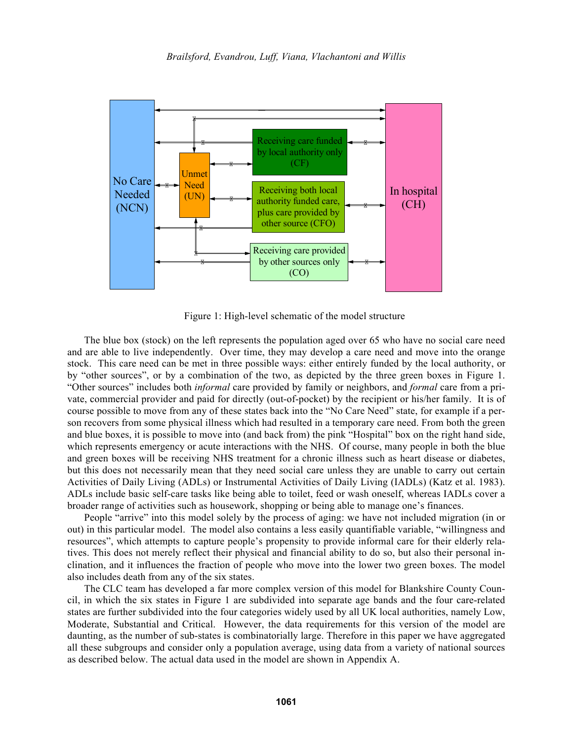Figure 1: High-level schematic of the model structure

The blue box (stock) on the left represents the population aged over 65 who have no social care need and are able to live independently. Over time, they may develop a care need and move into the orange stock. This care need can be met in three possible ways: either entirely funded by the local authority, or by "other sources", or by a combination of the two, as depicted by the three green boxes in Figure 1. "Other sources" includes both *informal* care provided by family or neighbors, and *formal* care from a private, commercial provider and paid for directly (out-of-pocket) by the recipient or his/her family. It is of course possible to move from any of these states back into the "No Care Need" state, for example if a person recovers from some physical illness which had resulted in a temporary care need. From both the green and blue boxes, it is possible to move into (and back from) the pink "Hospital" box on the right hand side, which represents emergency or acute interactions with the NHS. Of course, many people in both the blue and green boxes will be receiving NHS treatment for a chronic illness such as heart disease or diabetes, but this does not necessarily mean that they need social care unless they are unable to carry out certain Activities of Daily Living (ADLs) or Instrumental Activities of Daily Living (IADLs) (Katz et al. 1983). ADLs include basic self-care tasks like being able to toilet, feed or wash oneself, whereas IADLs cover a broader range of activities such as housework, shopping or being able to manage one's finances.

People "arrive" into this model solely by the process of aging: we have not included migration (in or out) in this particular model. The model also contains a less easily quantifiable variable, "willingness and resources", which attempts to capture people's propensity to provide informal care for their elderly relatives. This does not merely reflect their physical and financial ability to do so, but also their personal inclination, and it influences the fraction of people who move into the lower two green boxes. The model also includes death from any of the six states.

The CLC team has developed a far more complex version of this model for Blankshire County Council, in which the six states in Figure 1 are subdivided into separate age bands and the four care-related states are further subdivided into the four categories widely used by all UK local authorities, namely Low, Moderate, Substantial and Critical. However, the data requirements for this version of the model are daunting, as the number of sub-states is combinatorially large. Therefore in this paper we have aggregated all these subgroups and consider only a population average, using data from a variety of national sources as described below. The actual data used in the model are shown in Appendix A.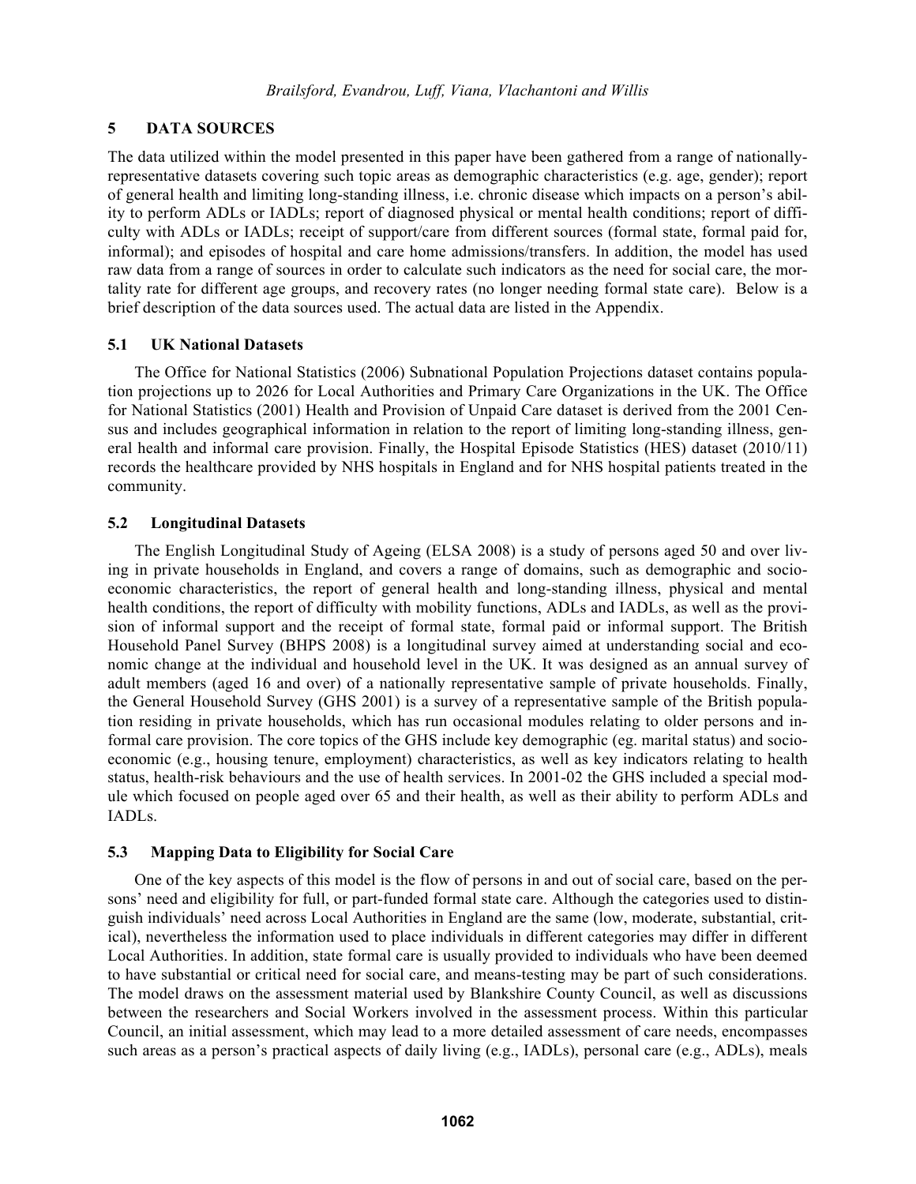## 5 DATA SOURCES

The data utilized within the model presented in this paper have been gathered from a range of nationally-representative datasets covering such topic areas as demographic characteristics (e.g. age, gender); report of general health and limiting long-standing illness, i.e. chronic disease which impacts on a person's ability to perform ADLs or IADLs; report of diagnosed physical or mental health conditions; report of difficulty with ADLs or IADLs; receipt of support/care from different sources (formal state, formal paid for, informal); and episodes of hospital and care home admissions/transfers. In addition, the model has used raw data from a range of sources in order to calculate such indicators as the need for social care, the mortality rate for different age groups, and recovery rates (no longer needing formal state care). Below is a brief description of the data sources used. The actual data are listed in the Appendix.

### 5.1 UK National Datasets

The Office for National Statistics (2006) Subnational Population Projections dataset contains population projections up to 2026 for Local Authorities and Primary Care Organizations in the UK. The Office for National Statistics (2001) Health and Provision of Unpaid Care dataset is derived from the 2001 Census and includes geographical information in relation to the report of limiting long-standing illness, general health and informal care provision. Finally, the Hospital Episode Statistics (HES) dataset (2010/11) records the healthcare provided by NHS hospitals in England and for NHS hospital patients treated in the community.

### 5.2 Longitudinal Datasets

The English Longitudinal Study of Ageing (ELSA 2008) is a study of persons aged 50 and over living in private households in England, and covers a range of domains, such as demographic and socio-economic characteristics, the report of general health and long-standing illness, physical and mental health conditions, the report of difficulty with mobility functions, ADLs and IADLs, as well as the provision of informal support and the receipt of formal state, formal paid or informal support. The British Household Panel Survey (BHPS 2008) is a longitudinal survey aimed at understanding social and economic change at the individual and household level in the UK. It was designed as an annual survey of adult members (aged 16 and over) of a nationally representative sample of private households. Finally, the General Household Survey (GHS 2001) is a survey of a representative sample of the British population residing in private households, which has run occasional modules relating to older persons and informal care provision. The core topics of the GHS include key demographic (eg. marital status) and socio-economic (e.g., housing tenure, employment) characteristics, as well as key indicators relating to health status, health-risk behaviours and the use of health services. In 2001-02 the GHS included a special module which focused on people aged over 65 and their health, as well as their ability to perform ADLs and IADLs.

### 5.3 Mapping Data to Eligibility for Social Care

One of the key aspects of this model is the flow of persons in and out of social care, based on the persons' need and eligibility for full, or part-funded formal state care. Although the categories used to distinguish individuals' need across Local Authorities in England are the same (low, moderate, substantial, critical), nevertheless the information used to place individuals in different categories may differ in different Local Authorities. In addition, state formal care is usually provided to individuals who have been deemed to have substantial or critical need for social care, and means-testing may be part of such considerations. The model draws on the assessment material used by Blankshire County Council, as well as discussions between the researchers and Social Workers involved in the assessment process. Within this particular Council, an initial assessment, which may lead to a more detailed assessment of care needs, encompasses such areas as a person's practical aspects of daily living (e.g., IADLs), personal care (e.g., ADLs), meals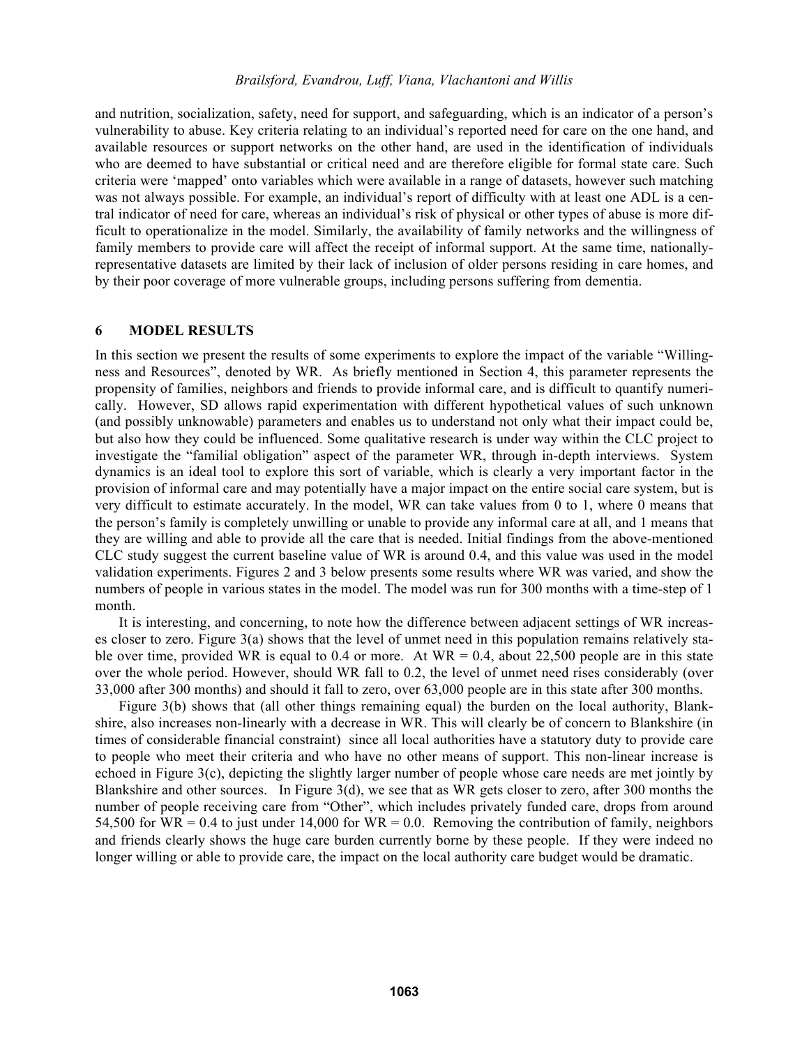and nutrition, socialization, safety, need for support, and safeguarding, which is an indicator of a person's vulnerability to abuse. Key criteria relating to an individual's reported need for care on the one hand, and available resources or support networks on the other hand, are used in the identification of individuals who are deemed to have substantial or critical need and are therefore eligible for formal state care. Such criteria were 'mapped' onto variables which were available in a range of datasets, however such matching was not always possible. For example, an individual's report of difficulty with at least one ADL is a central indicator of need for care, whereas an individual's risk of physical or other types of abuse is more difficult to operationalize in the model. Similarly, the availability of family networks and the willingness of family members to provide care will affect the receipt of informal support. At the same time, nationally-representative datasets are limited by their lack of inclusion of older persons residing in care homes, and by their poor coverage of more vulnerable groups, including persons suffering from dementia.

## 6 MODEL RESULTS

In this section we present the results of some experiments to explore the impact of the variable "Willingness and Resources", denoted by WR. As briefly mentioned in Section 4, this parameter represents the propensity of families, neighbors and friends to provide informal care, and is difficult to quantify numerically. However, SD allows rapid experimentation with different hypothetical values of such unknown (and possibly unknowable) parameters and enables us to understand not only what their impact could be, but also how they could be influenced. Some qualitative research is under way within the CLC project to investigate the "familial obligation" aspect of the parameter WR, through in-depth interviews. System dynamics is an ideal tool to explore this sort of variable, which is clearly a very important factor in the provision of informal care and may potentially have a major impact on the entire social care system, but is very difficult to estimate accurately. In the model, WR can take values from 0 to 1, where 0 means that the person's family is completely unwilling or unable to provide any informal care at all, and 1 means that they are willing and able to provide all the care that is needed. Initial findings from the above-mentioned CLC study suggest the current baseline value of WR is around 0.4, and this value was used in the model validation experiments. Figures 2 and 3 below presents some results where WR was varied, and show the numbers of people in various states in the model. The model was run for 300 months with a time-step of 1 month.

It is interesting, and concerning, to note how the difference between adjacent settings of WR increases closer to zero. Figure 3(a) shows that the level of unmet need in this population remains relatively stable over time, provided WR is equal to 0.4 or more. At WR = 0.4, about 22,500 people are in this state over the whole period. However, should WR fall to 0.2, the level of unmet need rises considerably (over 33,000 after 300 months) and should it fall to zero, over 63,000 people are in this state after 300 months.

Figure 3(b) shows that (all other things remaining equal) the burden on the local authority, Blankshire, also increases non-linearly with a decrease in WR. This will clearly be of concern to Blankshire (in times of considerable financial constraint) since all local authorities have a statutory duty to provide care to people who meet their criteria and who have no other means of support. This non-linear increase is echoed in Figure 3(c), depicting the slightly larger number of people whose care needs are met jointly by Blankshire and other sources. In Figure 3(d), we see that as WR gets closer to zero, after 300 months the number of people receiving care from "Other", which includes privately funded care, drops from around 54,500 for WR = 0.4 to just under 14,000 for WR = 0.0. Removing the contribution of family, neighbors and friends clearly shows the huge care burden currently borne by these people. If they were indeed no longer willing or able to provide care, the impact on the local authority care budget would be dramatic.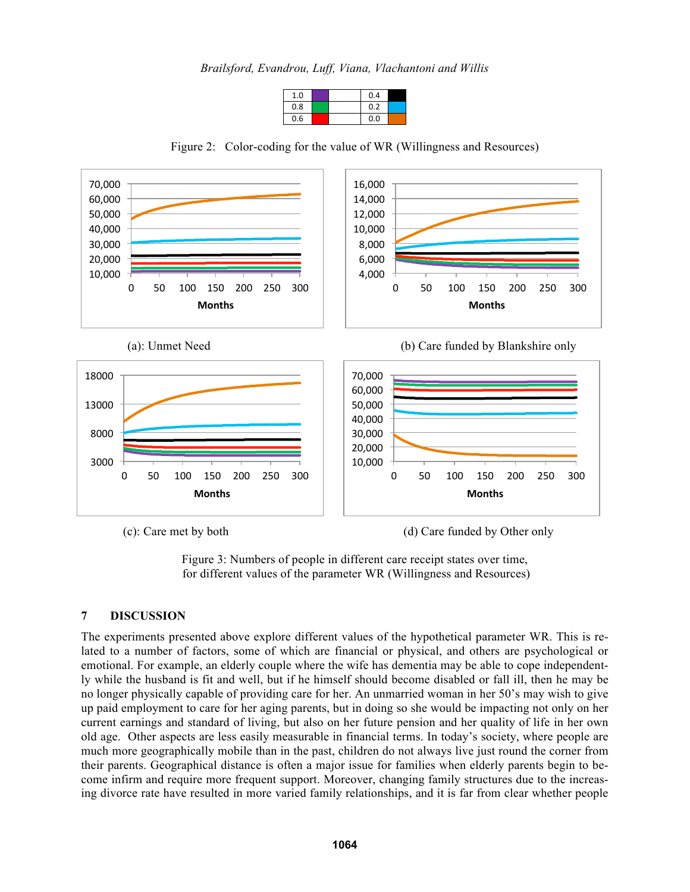| 1.0 | | | 0.4 | |
|---|---|---|---|---|
| 0.8 | | | 0.2 | |
| 0.6 | | | 0.0 | |

Figure 2: Color-coding for the value of WR (Willingness and Resources)

(a): Unmet Need

(b) Care funded by Blankshire only

(c): Care met by both

(d) Care funded by Other only

Figure 3: Numbers of people in different care receipt states over time, for different values of the parameter WR (Willingness and Resources)

## 7 DISCUSSION

The experiments presented above explore different values of the hypothetical parameter WR. This is related to a number of factors, some of which are financial or physical, and others are psychological or emotional. For example, an elderly couple where the wife has dementia may be able to cope independently while the husband is fit and well, but if he himself should become disabled or fall ill, then he may be no longer physically capable of providing care for her. An unmarried woman in her 50's may wish to give up paid employment to care for her aging parents, but in doing so she would be impacting not only on her current earnings and standard of living, but also on her future pension and her quality of life in her own old age. Other aspects are less easily measurable in financial terms. In today's society, where people are much more geographically mobile than in the past, children do not always live just round the corner from their parents. Geographical distance is often a major issue for families when elderly parents begin to become infirm and require more frequent support. Moreover, changing family structures due to the increasing divorce rate have resulted in more varied family relationships, and it is far from clear whether people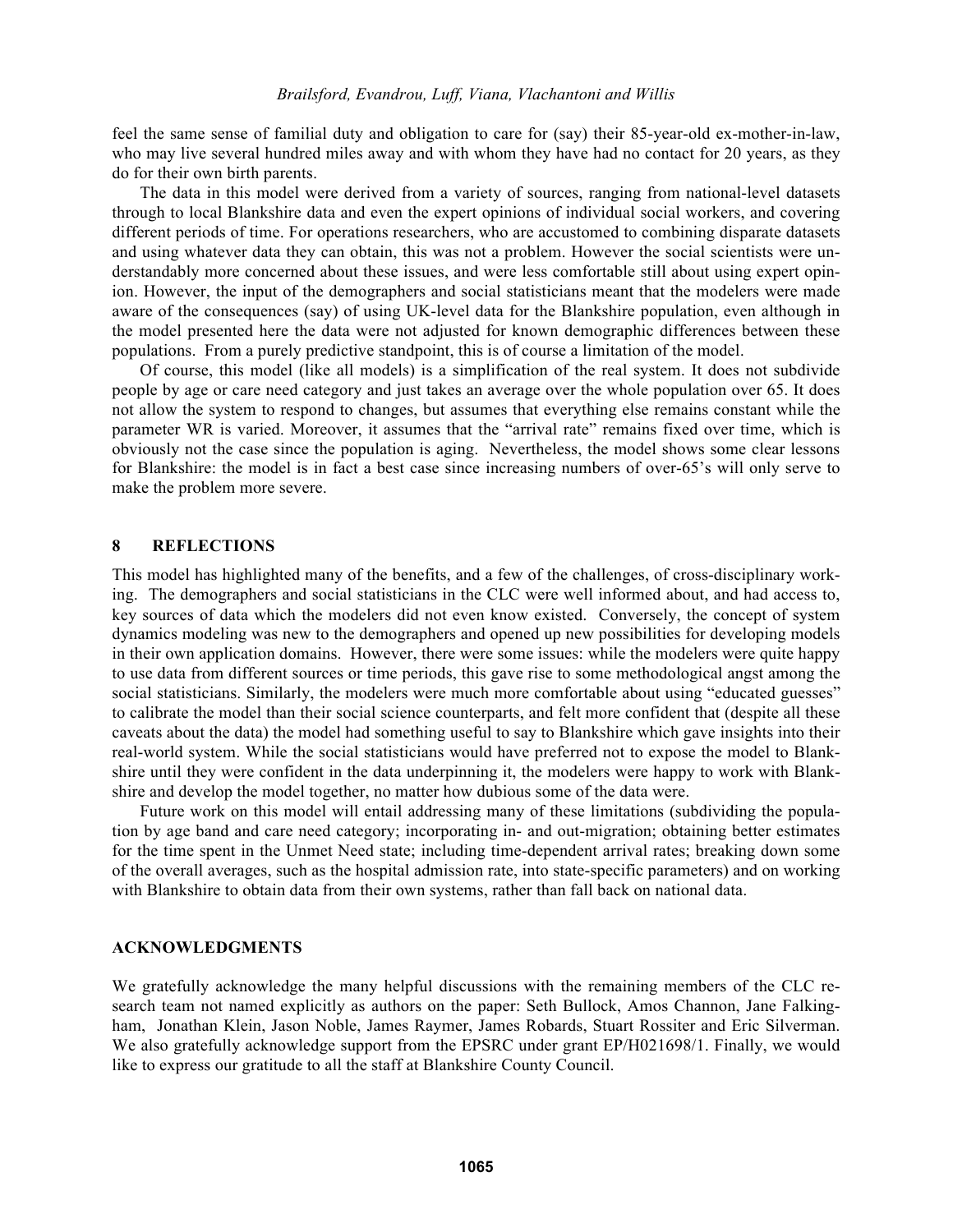feel the same sense of familial duty and obligation to care for (say) their 85-year-old ex-mother-in-law, who may live several hundred miles away and with whom they have had no contact for 20 years, as they do for their own birth parents.

The data in this model were derived from a variety of sources, ranging from national-level datasets through to local Blankshire data and even the expert opinions of individual social workers, and covering different periods of time. For operations researchers, who are accustomed to combining disparate datasets and using whatever data they can obtain, this was not a problem. However the social scientists were understandably more concerned about these issues, and were less comfortable still about using expert opinion. However, the input of the demographers and social statisticians meant that the modelers were made aware of the consequences (say) of using UK-level data for the Blankshire population, even although in the model presented here the data were not adjusted for known demographic differences between these populations. From a purely predictive standpoint, this is of course a limitation of the model.

Of course, this model (like all models) is a simplification of the real system. It does not subdivide people by age or care need category and just takes an average over the whole population over 65. It does not allow the system to respond to changes, but assumes that everything else remains constant while the parameter WR is varied. Moreover, it assumes that the "arrival rate" remains fixed over time, which is obviously not the case since the population is aging. Nevertheless, the model shows some clear lessons for Blankshire: the model is in fact a best case since increasing numbers of over-65's will only serve to make the problem more severe.

## 8 REFLECTIONS

This model has highlighted many of the benefits, and a few of the challenges, of cross-disciplinary working. The demographers and social statisticians in the CLC were well informed about, and had access to, key sources of data which the modelers did not even know existed. Conversely, the concept of system dynamics modeling was new to the demographers and opened up new possibilities for developing models in their own application domains. However, there were some issues: while the modelers were quite happy to use data from different sources or time periods, this gave rise to some methodological angst among the social statisticians. Similarly, the modelers were much more comfortable about using "educated guesses" to calibrate the model than their social science counterparts, and felt more confident that (despite all these caveats about the data) the model had something useful to say to Blankshire which gave insights into their real-world system. While the social statisticians would have preferred not to expose the model to Blankshire until they were confident in the data underpinning it, the modelers were happy to work with Blankshire and develop the model together, no matter how dubious some of the data were.

Future work on this model will entail addressing many of these limitations (subdividing the population by age band and care need category; incorporating in- and out-migration; obtaining better estimates for the time spent in the Unmet Need state; including time-dependent arrival rates; breaking down some of the overall averages, such as the hospital admission rate, into state-specific parameters) and on working with Blankshire to obtain data from their own systems, rather than fall back on national data.

## ACKNOWLEDGMENTS

We gratefully acknowledge the many helpful discussions with the remaining members of the CLC research team not named explicitly as authors on the paper: Seth Bullock, Amos Channon, Jane Falkingham, Jonathan Klein, Jason Noble, James Raymer, James Robards, Stuart Rossiter and Eric Silverman. We also gratefully acknowledge support from the EPSRC under grant EP/H021698/1. Finally, we would like to express our gratitude to all the staff at Blankshire County Council.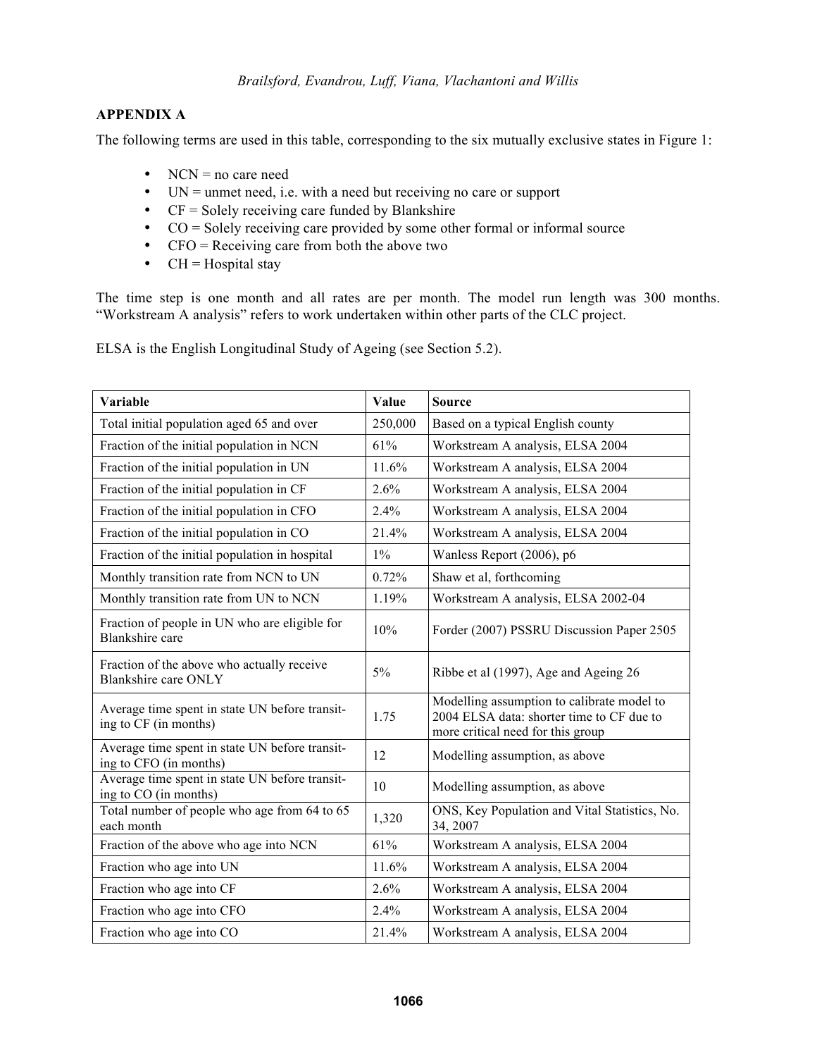## APPENDIX A

The following terms are used in this table, corresponding to the six mutually exclusive states in Figure 1:

- NCN = no care need
- UN = unmet need, i.e. with a need but receiving no care or support
- CF = Solely receiving care funded by Blankshire
- CO = Solely receiving care provided by some other formal or informal source
- CFO = Receiving care from both the above two
- CH = Hospital stay

The time step is one month and all rates are per month. The model run length was 300 months. "Workstream A analysis" refers to work undertaken within other parts of the CLC project.

ELSA is the English Longitudinal Study of Ageing (see Section 5.2).

| **Variable** | **Value** | **Source** |
|---|---|---|
| Total initial population aged 65 and over | 250,000 | Based on a typical English county |
| Fraction of the initial population in NCN | 61% | Workstream A analysis, ELSA 2004 |
| Fraction of the initial population in UN | 11.6% | Workstream A analysis, ELSA 2004 |
| Fraction of the initial population in CF | 2.6% | Workstream A analysis, ELSA 2004 |
| Fraction of the initial population in CFO | 2.4% | Workstream A analysis, ELSA 2004 |
| Fraction of the initial population in CO | 21.4% | Workstream A analysis, ELSA 2004 |
| Fraction of the initial population in hospital | 1% | Wanless Report (2006), p6 |
| Monthly transition rate from NCN to UN | 0.72% | Shaw et al, forthcoming |
| Monthly transition rate from UN to NCN | 1.19% | Workstream A analysis, ELSA 2002-04 |
| Fraction of people in UN who are eligible for Blankshire care | 10% | Forder (2007) PSSRU Discussion Paper 2505 |
| Fraction of the above who actually receive Blankshire care ONLY | 5% | Ribbe et al (1997), Age and Ageing 26 |
| Average time spent in state UN before transiting to CF (in months) | 1.75 | Modelling assumption to calibrate model to 2004 ELSA data: shorter time to CF due to more critical need for this group |
| Average time spent in state UN before transiting to CFO (in months) | 12 | Modelling assumption, as above |
| Average time spent in state UN before transiting to CO (in months) | 10 | Modelling assumption, as above |
| Total number of people who age from 64 to 65 each month | 1,320 | ONS, Key Population and Vital Statistics, No. 34, 2007 |
| Fraction of the above who age into NCN | 61% | Workstream A analysis, ELSA 2004 |
| Fraction who age into UN | 11.6% | Workstream A analysis, ELSA 2004 |
| Fraction who age into CF | 2.6% | Workstream A analysis, ELSA 2004 |
| Fraction who age into CFO | 2.4% | Workstream A analysis, ELSA 2004 |
| Fraction who age into CO | 21.4% | Workstream A analysis, ELSA 2004 |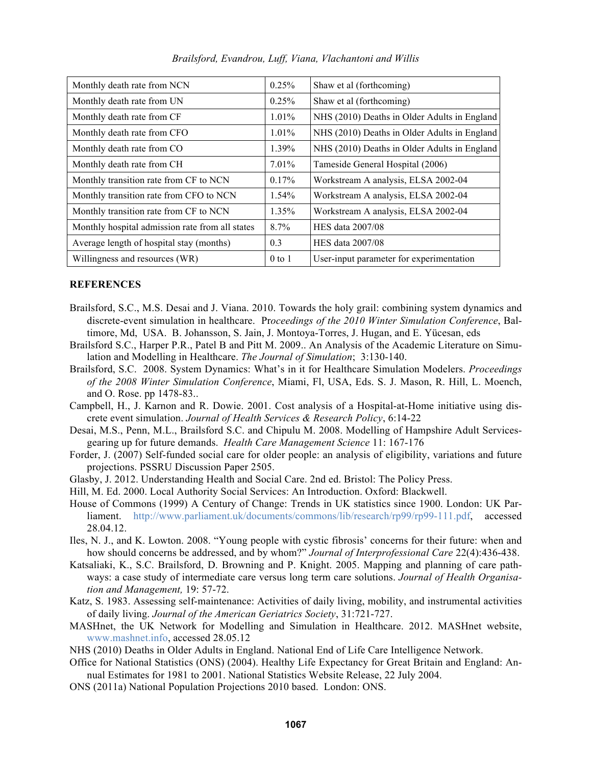| Monthly death rate from NCN | 0.25% | Shaw et al (forthcoming) |
|---|---|---|
| Monthly death rate from UN | 0.25% | Shaw et al (forthcoming) |
| Monthly death rate from CF | 1.01% | NHS (2010) Deaths in Older Adults in England |
| Monthly death rate from CFO | 1.01% | NHS (2010) Deaths in Older Adults in England |
| Monthly death rate from CO | 1.39% | NHS (2010) Deaths in Older Adults in England |
| Monthly death rate from CH | 7.01% | Tameside General Hospital (2006) |
| Monthly transition rate from CF to NCN | 0.17% | Workstream A analysis, ELSA 2002-04 |
| Monthly transition rate from CFO to NCN | 1.54% | Workstream A analysis, ELSA 2002-04 |
| Monthly transition rate from CF to NCN | 1.35% | Workstream A analysis, ELSA 2002-04 |
| Monthly hospital admission rate from all states | 8.7% | HES data 2007/08 |
| Average length of hospital stay (months) | 0.3 | HES data 2007/08 |
| Willingness and resources (WR) | 0 to 1 | User-input parameter for experimentation |

## REFERENCES

Brailsford, S.C., M.S. Desai and J. Viana. 2010. Towards the holy grail: combining system dynamics and discrete-event simulation in healthcare. *Proceedings of the 2010 Winter Simulation Conference*, Baltimore, Md, USA. B. Johansson, S. Jain, J. Montoya-Torres, J. Hugan, and E. Yücesan, eds

Brailsford S.C., Harper P.R., Patel B and Pitt M. 2009.. An Analysis of the Academic Literature on Simulation and Modelling in Healthcare. *The Journal of Simulation*; 3:130-140.

Brailsford, S.C. 2008. System Dynamics: What's in it for Healthcare Simulation Modelers. *Proceedings of the 2008 Winter Simulation Conference*, Miami, Fl, USA, Eds. S. J. Mason, R. Hill, L. Moench, and O. Rose. pp 1478-83..

Campbell, H., J. Karnon and R. Dowie. 2001. Cost analysis of a Hospital-at-Home initiative using discrete event simulation. *Journal of Health Services & Research Policy*, 6:14-22

Desai, M.S., Penn, M.L., Brailsford S.C. and Chipulu M. 2008. Modelling of Hampshire Adult Services-gearing up for future demands. *Health Care Management Science* 11: 167-176

Forder, J. (2007) Self-funded social care for older people: an analysis of eligibility, variations and future projections. PSSRU Discussion Paper 2505.

Glasby, J. 2012. Understanding Health and Social Care. 2nd ed. Bristol: The Policy Press.

Hill, M. Ed. 2000. Local Authority Social Services: An Introduction. Oxford: Blackwell.

House of Commons (1999) A Century of Change: Trends in UK statistics since 1900. London: UK Parliament. http://www.parliament.uk/documents/commons/lib/research/rp99/rp99-111.pdf, accessed 28.04.12.

Iles, N. J., and K. Lowton. 2008. "Young people with cystic fibrosis' concerns for their future: when and how should concerns be addressed, and by whom?" *Journal of Interprofessional Care* 22(4):436-438.

Katsaliaki, K., S.C. Brailsford, D. Browning and P. Knight. 2005. Mapping and planning of care pathways: a case study of intermediate care versus long term care solutions. *Journal of Health Organisation and Management,* 19: 57-72.

Katz, S. 1983. Assessing self-maintenance: Activities of daily living, mobility, and instrumental activities of daily living. *Journal of the American Geriatrics Society*, 31:721-727.

MASHnet, the UK Network for Modelling and Simulation in Healthcare. 2012. MASHnet website, www.mashnet.info, accessed 28.05.12

NHS (2010) Deaths in Older Adults in England. National End of Life Care Intelligence Network.

Office for National Statistics (ONS) (2004). Healthy Life Expectancy for Great Britain and England: Annual Estimates for 1981 to 2001. National Statistics Website Release, 22 July 2004.

ONS (2011a) National Population Projections 2010 based. London: ONS.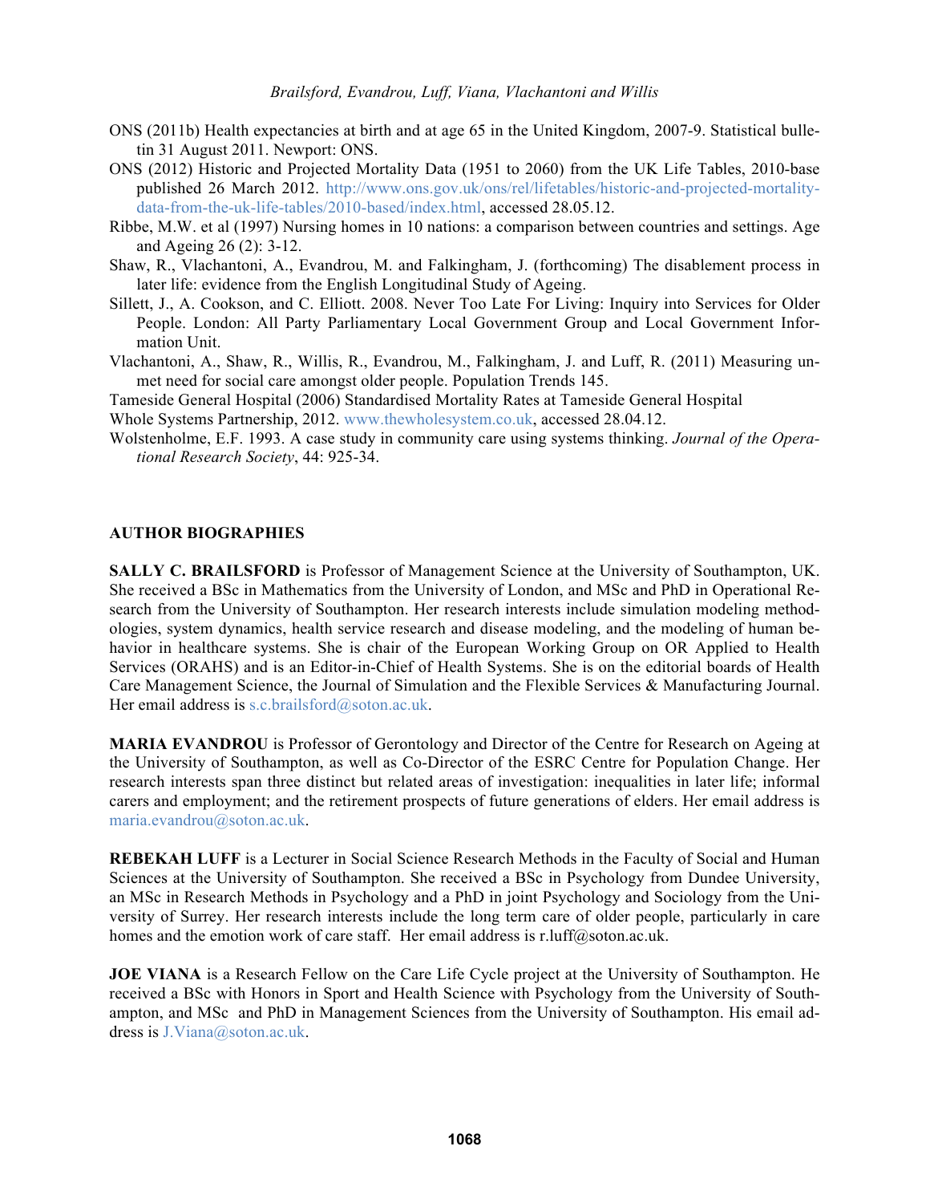ONS (2011b) Health expectancies at birth and at age 65 in the United Kingdom, 2007-9. Statistical bulletin 31 August 2011. Newport: ONS.

ONS (2012) Historic and Projected Mortality Data (1951 to 2060) from the UK Life Tables, 2010-base published 26 March 2012. http://www.ons.gov.uk/ons/rel/lifetables/historic-and-projected-mortality-data-from-the-uk-life-tables/2010-based/index.html, accessed 28.05.12.

Ribbe, M.W. et al (1997) Nursing homes in 10 nations: a comparison between countries and settings. Age and Ageing 26 (2): 3-12.

Shaw, R., Vlachantoni, A., Evandrou, M. and Falkingham, J. (forthcoming) The disablement process in later life: evidence from the English Longitudinal Study of Ageing.

Sillett, J., A. Cookson, and C. Elliott. 2008. Never Too Late For Living: Inquiry into Services for Older People. London: All Party Parliamentary Local Government Group and Local Government Information Unit.

Vlachantoni, A., Shaw, R., Willis, R., Evandrou, M., Falkingham, J. and Luff, R. (2011) Measuring unmet need for social care amongst older people. Population Trends 145.

Tameside General Hospital (2006) Standardised Mortality Rates at Tameside General Hospital

Whole Systems Partnership, 2012. www.thewholesystem.co.uk, accessed 28.04.12.

Wolstenholme, E.F. 1993. A case study in community care using systems thinking. *Journal of the Operational Research Society*, 44: 925-34.

## AUTHOR BIOGRAPHIES

**SALLY C. BRAILSFORD** is Professor of Management Science at the University of Southampton, UK. She received a BSc in Mathematics from the University of London, and MSc and PhD in Operational Research from the University of Southampton. Her research interests include simulation modeling methodologies, system dynamics, health service research and disease modeling, and the modeling of human behavior in healthcare systems. She is chair of the European Working Group on OR Applied to Health Services (ORAHS) and is an Editor-in-Chief of Health Systems. She is on the editorial boards of Health Care Management Science, the Journal of Simulation and the Flexible Services & Manufacturing Journal. Her email address is s.c.brailsford@soton.ac.uk.

**MARIA EVANDROU** is Professor of Gerontology and Director of the Centre for Research on Ageing at the University of Southampton, as well as Co-Director of the ESRC Centre for Population Change. Her research interests span three distinct but related areas of investigation: inequalities in later life; informal carers and employment; and the retirement prospects of future generations of elders. Her email address is maria.evandrou@soton.ac.uk.

**REBEKAH LUFF** is a Lecturer in Social Science Research Methods in the Faculty of Social and Human Sciences at the University of Southampton. She received a BSc in Psychology from Dundee University, an MSc in Research Methods in Psychology and a PhD in joint Psychology and Sociology from the University of Surrey. Her research interests include the long term care of older people, particularly in care homes and the emotion work of care staff. Her email address is r.luff@soton.ac.uk.

**JOE VIANA** is a Research Fellow on the Care Life Cycle project at the University of Southampton. He received a BSc with Honors in Sport and Health Science with Psychology from the University of Southampton, and MSc and PhD in Management Sciences from the University of Southampton. His email address is J.Viana@soton.ac.uk.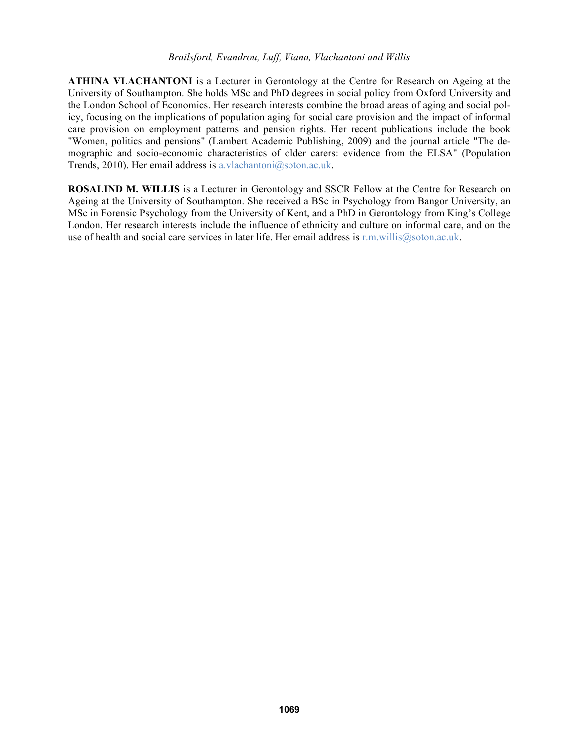**ATHINA VLACHANTONI** is a Lecturer in Gerontology at the Centre for Research on Ageing at the University of Southampton. She holds MSc and PhD degrees in social policy from Oxford University and the London School of Economics. Her research interests combine the broad areas of aging and social policy, focusing on the implications of population aging for social care provision and the impact of informal care provision on employment patterns and pension rights. Her recent publications include the book "Women, politics and pensions" (Lambert Academic Publishing, 2009) and the journal article "The demographic and socio-economic characteristics of older carers: evidence from the ELSA" (Population Trends, 2010). Her email address is a.vlachantoni@soton.ac.uk.

**ROSALIND M. WILLIS** is a Lecturer in Gerontology and SSCR Fellow at the Centre for Research on Ageing at the University of Southampton. She received a BSc in Psychology from Bangor University, an MSc in Forensic Psychology from the University of Kent, and a PhD in Gerontology from King's College London. Her research interests include the influence of ethnicity and culture on informal care, and on the use of health and social care services in later life. Her email address is r.m.willis@soton.ac.uk.